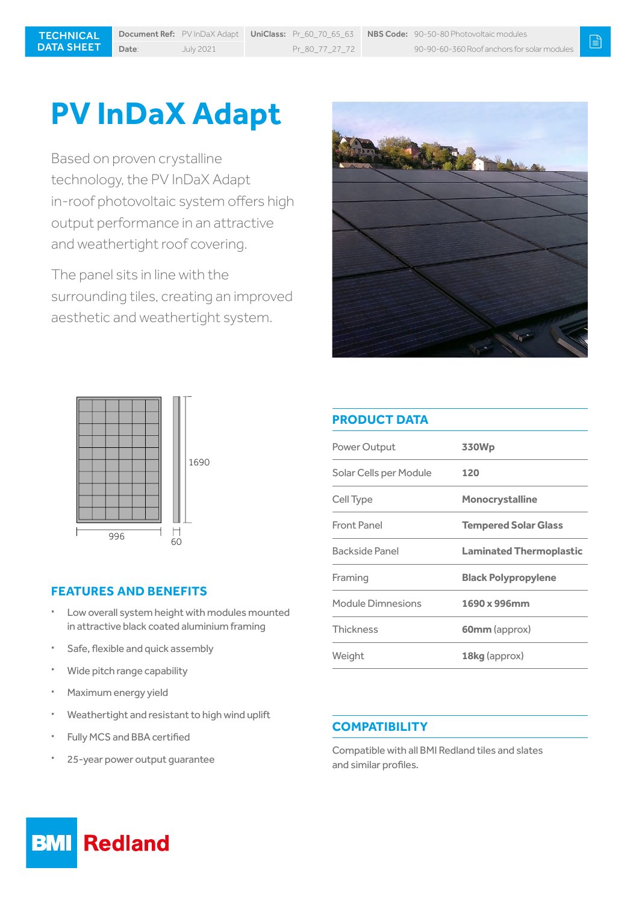TECHNICAL DATA SHEET

| Document Ref: | PV InDaX Adapt | UniClass: | Pr_60_70_65_63 | NBS Code: | 90-50-80 Photovoltaic modules |
|---|---|---|---|---|---|
| Date: | July 2021 | | Pr_80_77_27_72 | | 90-90-60-360 Roof anchors for solar modules |

# PV InDaX Adapt

Based on proven crystalline technology, the PV InDaX Adapt in-roof photovoltaic system offers high output performance in an attractive and weathertight roof covering.

The panel sits in line with the surrounding tiles, creating an improved aesthetic and weathertight system.

1690

996

60

## FEATURES AND BENEFITS

- Low overall system height with modules mounted in attractive black coated aluminium framing
- Safe, flexible and quick assembly
- Wide pitch range capability
- Maximum energy yield
- Weathertight and resistant to high wind uplift
- Fully MCS and BBA certified
- 25-year power output guarantee

## PRODUCT DATA

| | |
|---|---|
| Power Output | **330Wp** |
| Solar Cells per Module | **120** |
| Cell Type | **Monocrystalline** |
| Front Panel | **Tempered Solar Glass** |
| Backside Panel | **Laminated Thermoplastic** |
| Framing | **Black Polypropylene** |
| Module Dimnesions | **1690 x 996mm** |
| Thickness | **60mm** (approx) |
| Weight | **18kg** (approx) |

## COMPATIBILITY

Compatible with all BMI Redland tiles and slates and similar profiles.

BMI Redland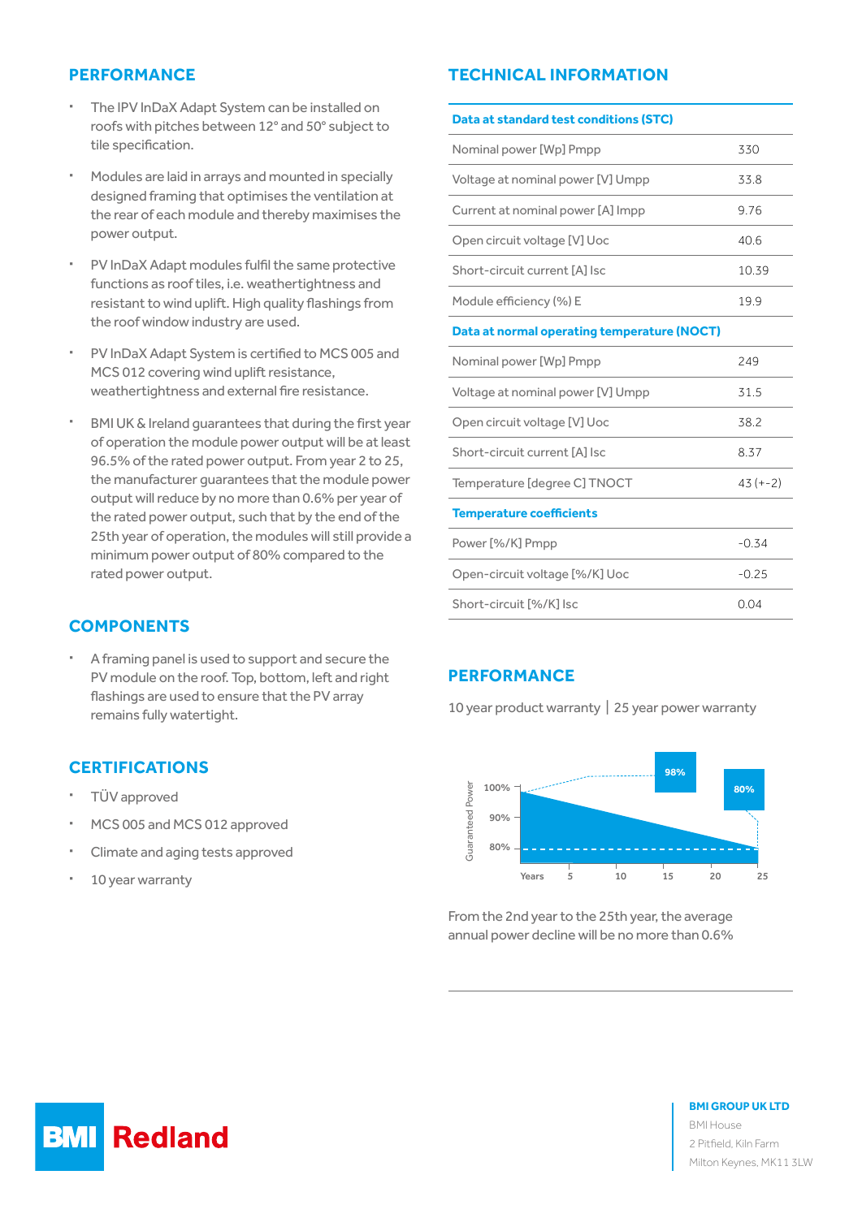## PERFORMANCE

- The IPV InDaX Adapt System can be installed on roofs with pitches between 12° and 50° subject to tile specification.
- Modules are laid in arrays and mounted in specially designed framing that optimises the ventilation at the rear of each module and thereby maximises the power output.
- PV InDaX Adapt modules fulfil the same protective functions as roof tiles, i.e. weathertightness and resistant to wind uplift. High quality flashings from the roof window industry are used.
- PV InDaX Adapt System is certified to MCS 005 and MCS 012 covering wind uplift resistance, weathertightness and external fire resistance.
- BMI UK & Ireland guarantees that during the first year of operation the module power output will be at least 96.5% of the rated power output. From year 2 to 25, the manufacturer guarantees that the module power output will reduce by no more than 0.6% per year of the rated power output, such that by the end of the 25th year of operation, the modules will still provide a minimum power output of 80% compared to the rated power output.

## COMPONENTS

- A framing panel is used to support and secure the PV module on the roof. Top, bottom, left and right flashings are used to ensure that the PV array remains fully watertight.

## CERTIFICATIONS

- TÜV approved
- MCS 005 and MCS 012 approved
- Climate and aging tests approved
- 10 year warranty

## TECHNICAL INFORMATION

| | |
|---|---|
| **Data at standard test conditions (STC)** | |
| Nominal power [Wp] Pmpp | 330 |
| Voltage at nominal power [V] Umpp | 33.8 |
| Current at nominal power [A] Impp | 9.76 |
| Open circuit voltage [V] Uoc | 40.6 |
| Short-circuit current [A] Isc | 10.39 |
| Module efficiency (%) E | 19.9 |
| **Data at normal operating temperature (NOCT)** | |
| Nominal power [Wp] Pmpp | 249 |
| Voltage at nominal power [V] Umpp | 31.5 |
| Open circuit voltage [V] Uoc | 38.2 |
| Short-circuit current [A] Isc | 8.37 |
| Temperature [degree C] TNOCT | 43 (+-2) |
| **Temperature coefficients** | |
| Power [%/K] Pmpp | -0.34 |
| Open-circuit voltage [%/K] Uoc | -0.25 |
| Short-circuit [%/K] Isc | 0.04 |

## PERFORMANCE

10 year product warranty | 25 year power warranty

Guaranteed Power
100%
90%
80%
98%
80%
Years 5 10 15 20 25

From the 2nd year to the 25th year, the average annual power decline will be no more than 0.6%

BMI Redland

**BMI GROUP UK LTD**
BMI House
2 Pitfield, Kiln Farm
Milton Keynes, MK11 3LW